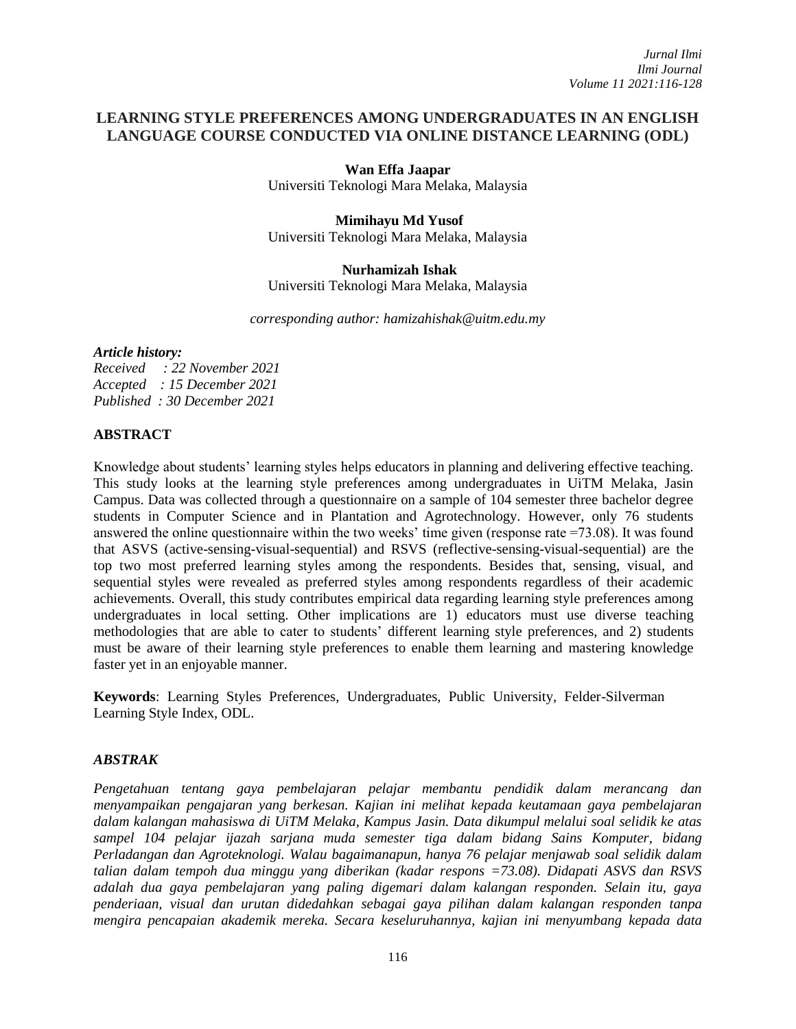# LEARNING STYLE PREFERENCES AMONG UNDERGRADUATES IN AN ENGLISH LANGUAGE COURSE CONDUCTED VIA ONLINE DISTANCE LEARNING (ODL)

**Wan Effa Jaapar**
Universiti Teknologi Mara Melaka, Malaysia

**Mimihayu Md Yusof**
Universiti Teknologi Mara Melaka, Malaysia

**Nurhamizah Ishak**
Universiti Teknologi Mara Melaka, Malaysia

*corresponding author: hamizahishak@uitm.edu.my*

***Article history:***
*Received : 22 November 2021*
*Accepted : 15 December 2021*
*Published : 30 December 2021*

## ABSTRACT

Knowledge about students' learning styles helps educators in planning and delivering effective teaching. This study looks at the learning style preferences among undergraduates in UiTM Melaka, Jasin Campus. Data was collected through a questionnaire on a sample of 104 semester three bachelor degree students in Computer Science and in Plantation and Agrotechnology. However, only 76 students answered the online questionnaire within the two weeks' time given (response rate =73.08). It was found that ASVS (active-sensing-visual-sequential) and RSVS (reflective-sensing-visual-sequential) are the top two most preferred learning styles among the respondents. Besides that, sensing, visual, and sequential styles were revealed as preferred styles among respondents regardless of their academic achievements. Overall, this study contributes empirical data regarding learning style preferences among undergraduates in local setting. Other implications are 1) educators must use diverse teaching methodologies that are able to cater to students' different learning style preferences, and 2) students must be aware of their learning style preferences to enable them learning and mastering knowledge faster yet in an enjoyable manner.

**Keywords**: Learning Styles Preferences, Undergraduates, Public University, Felder-Silverman Learning Style Index, ODL.

## *ABSTRAK*

*Pengetahuan tentang gaya pembelajaran pelajar membantu pendidik dalam merancang dan menyampaikan pengajaran yang berkesan. Kajian ini melihat kepada keutamaan gaya pembelajaran dalam kalangan mahasiswa di UiTM Melaka, Kampus Jasin. Data dikumpul melalui soal selidik ke atas sampel 104 pelajar ijazah sarjana muda semester tiga dalam bidang Sains Komputer, bidang Perladangan dan Agroteknologi. Walau bagaimanapun, hanya 76 pelajar menjawab soal selidik dalam talian dalam tempoh dua minggu yang diberikan (kadar respons =73.08). Didapati ASVS dan RSVS adalah dua gaya pembelajaran yang paling digemari dalam kalangan responden. Selain itu, gaya penderiaan, visual dan urutan didedahkan sebagai gaya pilihan dalam kalangan responden tanpa mengira pencapaian akademik mereka. Secara keseluruhannya, kajian ini menyumbang kepada data*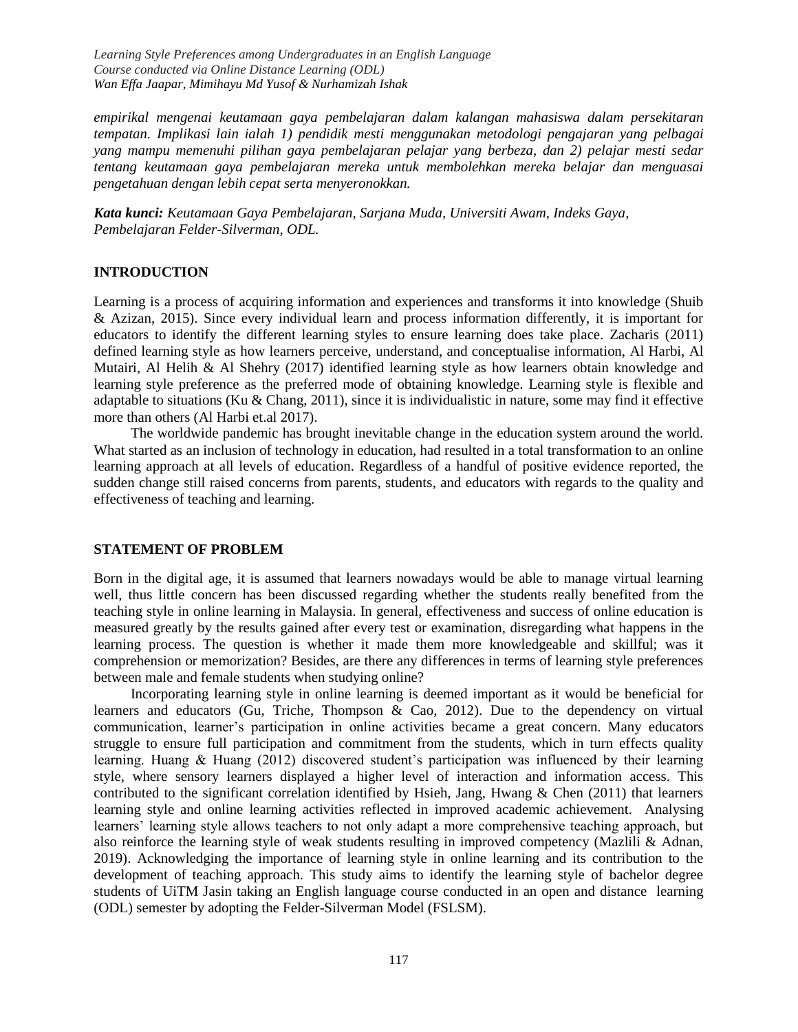*empirikal mengenai keutamaan gaya pembelajaran dalam kalangan mahasiswa dalam persekitaran tempatan. Implikasi lain ialah 1) pendidik mesti menggunakan metodologi pengajaran yang pelbagai yang mampu memenuhi pilihan gaya pembelajaran pelajar yang berbeza, dan 2) pelajar mesti sedar tentang keutamaan gaya pembelajaran mereka untuk membolehkan mereka belajar dan menguasai pengetahuan dengan lebih cepat serta menyeronokkan.*

***Kata kunci:*** *Keutamaan Gaya Pembelajaran, Sarjana Muda, Universiti Awam, Indeks Gaya, Pembelajaran Felder-Silverman, ODL.*

## INTRODUCTION

Learning is a process of acquiring information and experiences and transforms it into knowledge (Shuib & Azizan, 2015). Since every individual learn and process information differently, it is important for educators to identify the different learning styles to ensure learning does take place. Zacharis (2011) defined learning style as how learners perceive, understand, and conceptualise information, Al Harbi, Al Mutairi, Al Helih & Al Shehry (2017) identified learning style as how learners obtain knowledge and learning style preference as the preferred mode of obtaining knowledge. Learning style is flexible and adaptable to situations (Ku & Chang, 2011), since it is individualistic in nature, some may find it effective more than others (Al Harbi et.al 2017).

The worldwide pandemic has brought inevitable change in the education system around the world. What started as an inclusion of technology in education, had resulted in a total transformation to an online learning approach at all levels of education. Regardless of a handful of positive evidence reported, the sudden change still raised concerns from parents, students, and educators with regards to the quality and effectiveness of teaching and learning.

## STATEMENT OF PROBLEM

Born in the digital age, it is assumed that learners nowadays would be able to manage virtual learning well, thus little concern has been discussed regarding whether the students really benefited from the teaching style in online learning in Malaysia. In general, effectiveness and success of online education is measured greatly by the results gained after every test or examination, disregarding what happens in the learning process. The question is whether it made them more knowledgeable and skillful; was it comprehension or memorization? Besides, are there any differences in terms of learning style preferences between male and female students when studying online?

Incorporating learning style in online learning is deemed important as it would be beneficial for learners and educators (Gu, Triche, Thompson & Cao, 2012). Due to the dependency on virtual communication, learner's participation in online activities became a great concern. Many educators struggle to ensure full participation and commitment from the students, which in turn effects quality learning. Huang & Huang (2012) discovered student's participation was influenced by their learning style, where sensory learners displayed a higher level of interaction and information access. This contributed to the significant correlation identified by Hsieh, Jang, Hwang & Chen (2011) that learners learning style and online learning activities reflected in improved academic achievement. Analysing learners' learning style allows teachers to not only adapt a more comprehensive teaching approach, but also reinforce the learning style of weak students resulting in improved competency (Mazlili & Adnan, 2019). Acknowledging the importance of learning style in online learning and its contribution to the development of teaching approach. This study aims to identify the learning style of bachelor degree students of UiTM Jasin taking an English language course conducted in an open and distance learning (ODL) semester by adopting the Felder-Silverman Model (FSLSM).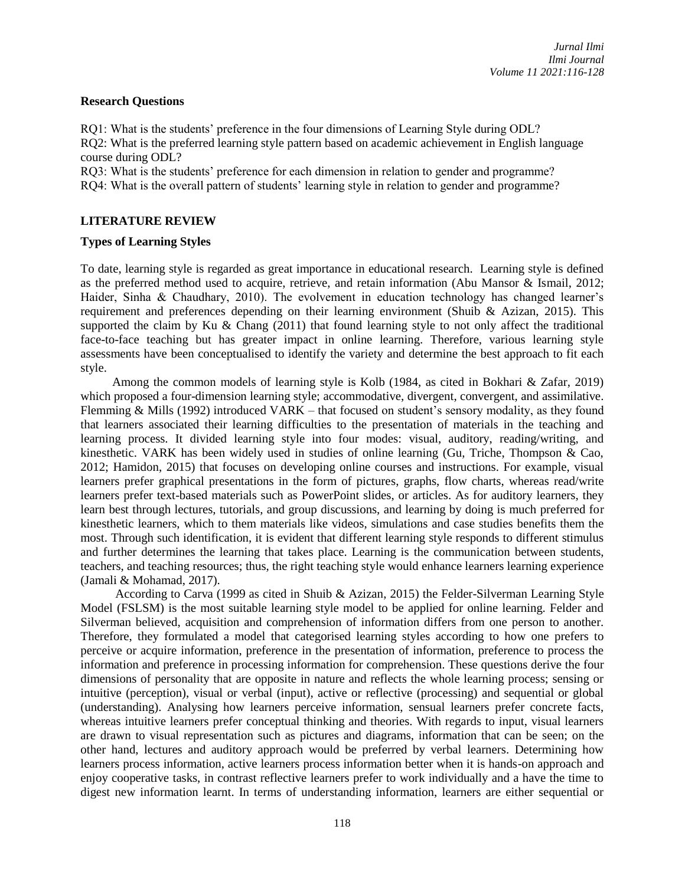### Research Questions

RQ1: What is the students' preference in the four dimensions of Learning Style during ODL?
RQ2: What is the preferred learning style pattern based on academic achievement in English language course during ODL?
RQ3: What is the students' preference for each dimension in relation to gender and programme?
RQ4: What is the overall pattern of students' learning style in relation to gender and programme?

## LITERATURE REVIEW

### Types of Learning Styles

To date, learning style is regarded as great importance in educational research. Learning style is defined as the preferred method used to acquire, retrieve, and retain information (Abu Mansor & Ismail, 2012; Haider, Sinha & Chaudhary, 2010). The evolvement in education technology has changed learner's requirement and preferences depending on their learning environment (Shuib & Azizan, 2015). This supported the claim by Ku & Chang (2011) that found learning style to not only affect the traditional face-to-face teaching but has greater impact in online learning. Therefore, various learning style assessments have been conceptualised to identify the variety and determine the best approach to fit each style.

Among the common models of learning style is Kolb (1984, as cited in Bokhari & Zafar, 2019) which proposed a four-dimension learning style; accommodative, divergent, convergent, and assimilative. Flemming & Mills (1992) introduced VARK – that focused on student's sensory modality, as they found that learners associated their learning difficulties to the presentation of materials in the teaching and learning process. It divided learning style into four modes: visual, auditory, reading/writing, and kinesthetic. VARK has been widely used in studies of online learning (Gu, Triche, Thompson & Cao, 2012; Hamidon, 2015) that focuses on developing online courses and instructions. For example, visual learners prefer graphical presentations in the form of pictures, graphs, flow charts, whereas read/write learners prefer text-based materials such as PowerPoint slides, or articles. As for auditory learners, they learn best through lectures, tutorials, and group discussions, and learning by doing is much preferred for kinesthetic learners, which to them materials like videos, simulations and case studies benefits them the most. Through such identification, it is evident that different learning style responds to different stimulus and further determines the learning that takes place. Learning is the communication between students, teachers, and teaching resources; thus, the right teaching style would enhance learners learning experience (Jamali & Mohamad, 2017).

According to Carva (1999 as cited in Shuib & Azizan, 2015) the Felder-Silverman Learning Style Model (FSLSM) is the most suitable learning style model to be applied for online learning. Felder and Silverman believed, acquisition and comprehension of information differs from one person to another. Therefore, they formulated a model that categorised learning styles according to how one prefers to perceive or acquire information, preference in the presentation of information, preference to process the information and preference in processing information for comprehension. These questions derive the four dimensions of personality that are opposite in nature and reflects the whole learning process; sensing or intuitive (perception), visual or verbal (input), active or reflective (processing) and sequential or global (understanding). Analysing how learners perceive information, sensual learners prefer concrete facts, whereas intuitive learners prefer conceptual thinking and theories. With regards to input, visual learners are drawn to visual representation such as pictures and diagrams, information that can be seen; on the other hand, lectures and auditory approach would be preferred by verbal learners. Determining how learners process information, active learners process information better when it is hands-on approach and enjoy cooperative tasks, in contrast reflective learners prefer to work individually and a have the time to digest new information learnt. In terms of understanding information, learners are either sequential or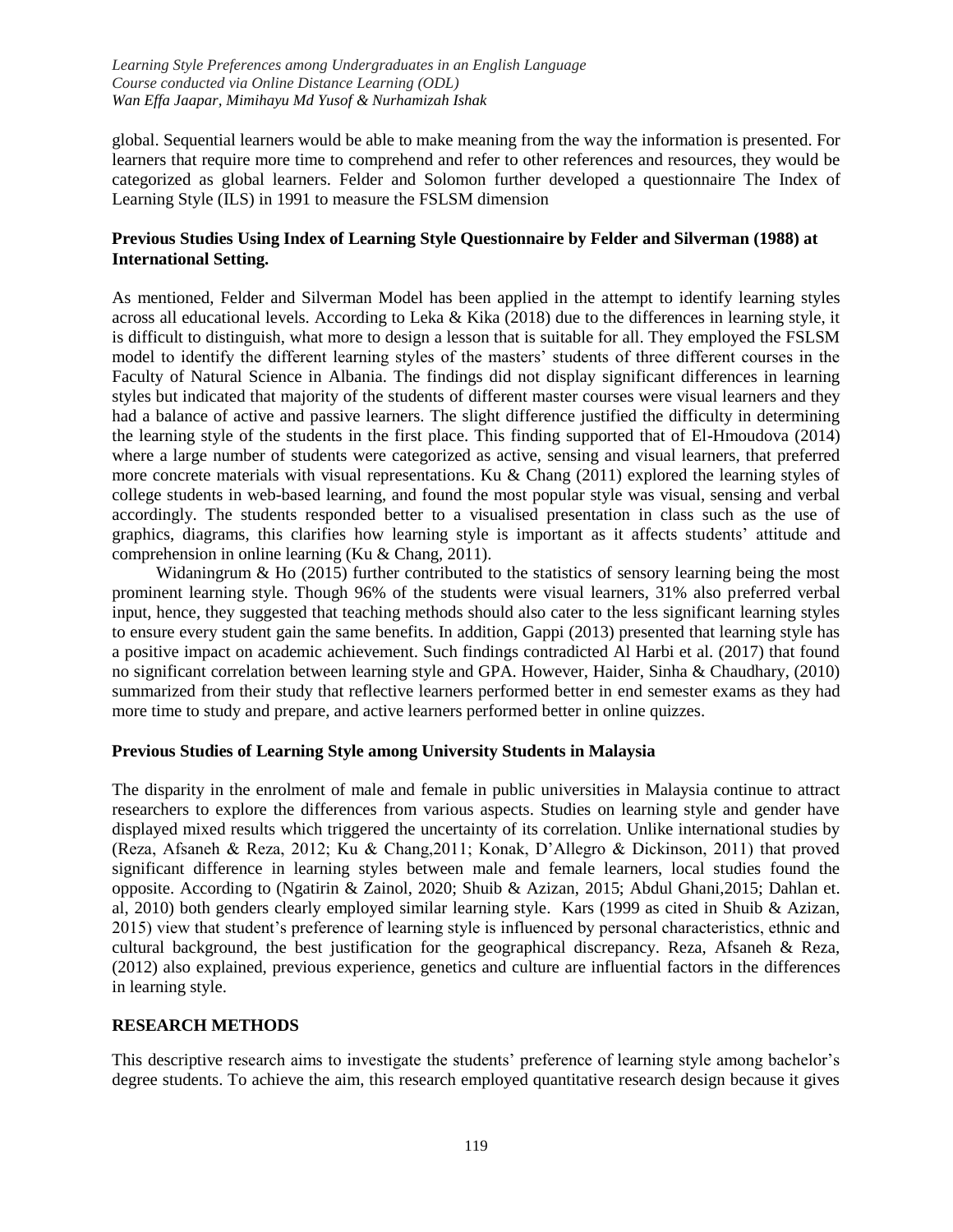global. Sequential learners would be able to make meaning from the way the information is presented. For learners that require more time to comprehend and refer to other references and resources, they would be categorized as global learners. Felder and Solomon further developed a questionnaire The Index of Learning Style (ILS) in 1991 to measure the FSLSM dimension

**Previous Studies Using Index of Learning Style Questionnaire by Felder and Silverman (1988) at International Setting.**

As mentioned, Felder and Silverman Model has been applied in the attempt to identify learning styles across all educational levels. According to Leka & Kika (2018) due to the differences in learning style, it is difficult to distinguish, what more to design a lesson that is suitable for all. They employed the FSLSM model to identify the different learning styles of the masters' students of three different courses in the Faculty of Natural Science in Albania. The findings did not display significant differences in learning styles but indicated that majority of the students of different master courses were visual learners and they had a balance of active and passive learners. The slight difference justified the difficulty in determining the learning style of the students in the first place. This finding supported that of El-Hmoudova (2014) where a large number of students were categorized as active, sensing and visual learners, that preferred more concrete materials with visual representations. Ku & Chang (2011) explored the learning styles of college students in web-based learning, and found the most popular style was visual, sensing and verbal accordingly. The students responded better to a visualised presentation in class such as the use of graphics, diagrams, this clarifies how learning style is important as it affects students' attitude and comprehension in online learning (Ku & Chang, 2011).

Widaningrum & Ho (2015) further contributed to the statistics of sensory learning being the most prominent learning style. Though 96% of the students were visual learners, 31% also preferred verbal input, hence, they suggested that teaching methods should also cater to the less significant learning styles to ensure every student gain the same benefits. In addition, Gappi (2013) presented that learning style has a positive impact on academic achievement. Such findings contradicted Al Harbi et al. (2017) that found no significant correlation between learning style and GPA. However, Haider, Sinha & Chaudhary, (2010) summarized from their study that reflective learners performed better in end semester exams as they had more time to study and prepare, and active learners performed better in online quizzes.

**Previous Studies of Learning Style among University Students in Malaysia**

The disparity in the enrolment of male and female in public universities in Malaysia continue to attract researchers to explore the differences from various aspects. Studies on learning style and gender have displayed mixed results which triggered the uncertainty of its correlation. Unlike international studies by (Reza, Afsaneh & Reza, 2012; Ku & Chang,2011; Konak, D'Allegro & Dickinson, 2011) that proved significant difference in learning styles between male and female learners, local studies found the opposite. According to (Ngatirin & Zainol, 2020; Shuib & Azizan, 2015; Abdul Ghani,2015; Dahlan et. al, 2010) both genders clearly employed similar learning style. Kars (1999 as cited in Shuib & Azizan, 2015) view that student's preference of learning style is influenced by personal characteristics, ethnic and cultural background, the best justification for the geographical discrepancy. Reza, Afsaneh & Reza, (2012) also explained, previous experience, genetics and culture are influential factors in the differences in learning style.

## RESEARCH METHODS

This descriptive research aims to investigate the students' preference of learning style among bachelor's degree students. To achieve the aim, this research employed quantitative research design because it gives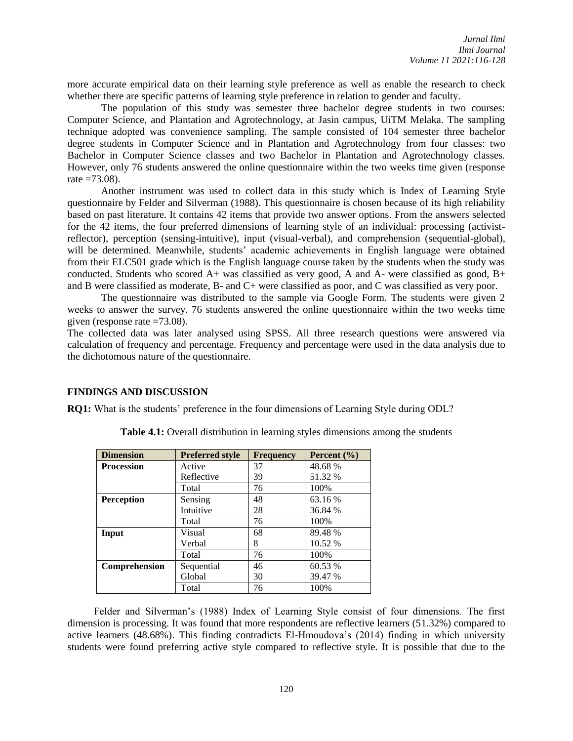more accurate empirical data on their learning style preference as well as enable the research to check whether there are specific patterns of learning style preference in relation to gender and faculty.

The population of this study was semester three bachelor degree students in two courses: Computer Science, and Plantation and Agrotechnology, at Jasin campus, UiTM Melaka. The sampling technique adopted was convenience sampling. The sample consisted of 104 semester three bachelor degree students in Computer Science and in Plantation and Agrotechnology from four classes: two Bachelor in Computer Science classes and two Bachelor in Plantation and Agrotechnology classes. However, only 76 students answered the online questionnaire within the two weeks time given (response rate =73.08).

Another instrument was used to collect data in this study which is Index of Learning Style questionnaire by Felder and Silverman (1988). This questionnaire is chosen because of its high reliability based on past literature. It contains 42 items that provide two answer options. From the answers selected for the 42 items, the four preferred dimensions of learning style of an individual: processing (activist-reflector), perception (sensing-intuitive), input (visual-verbal), and comprehension (sequential-global), will be determined. Meanwhile, students' academic achievements in English language were obtained from their ELC501 grade which is the English language course taken by the students when the study was conducted. Students who scored A+ was classified as very good, A and A- were classified as good, B+ and B were classified as moderate, B- and C+ were classified as poor, and C was classified as very poor.

The questionnaire was distributed to the sample via Google Form. The students were given 2 weeks to answer the survey. 76 students answered the online questionnaire within the two weeks time given (response rate =73.08).

The collected data was later analysed using SPSS. All three research questions were answered via calculation of frequency and percentage. Frequency and percentage were used in the data analysis due to the dichotomous nature of the questionnaire.

## FINDINGS AND DISCUSSION

**RQ1:** What is the students' preference in the four dimensions of Learning Style during ODL?

**Table 4.1:** Overall distribution in learning styles dimensions among the students

| Dimension | Preferred style | Frequency | Percent (%) |
|---|---|---|---|
| **Procession** | Active | 37 | 48.68 % |
| | Reflective | 39 | 51.32 % |
| | Total | 76 | 100% |
| **Perception** | Sensing | 48 | 63.16 % |
| | Intuitive | 28 | 36.84 % |
| | Total | 76 | 100% |
| **Input** | Visual | 68 | 89.48 % |
| | Verbal | 8 | 10.52 % |
| | Total | 76 | 100% |
| **Comprehension** | Sequential | 46 | 60.53 % |
| | Global | 30 | 39.47 % |
| | Total | 76 | 100% |

Felder and Silverman's (1988) Index of Learning Style consist of four dimensions. The first dimension is processing. It was found that more respondents are reflective learners (51.32%) compared to active learners (48.68%). This finding contradicts El-Hmoudova's (2014) finding in which university students were found preferring active style compared to reflective style. It is possible that due to the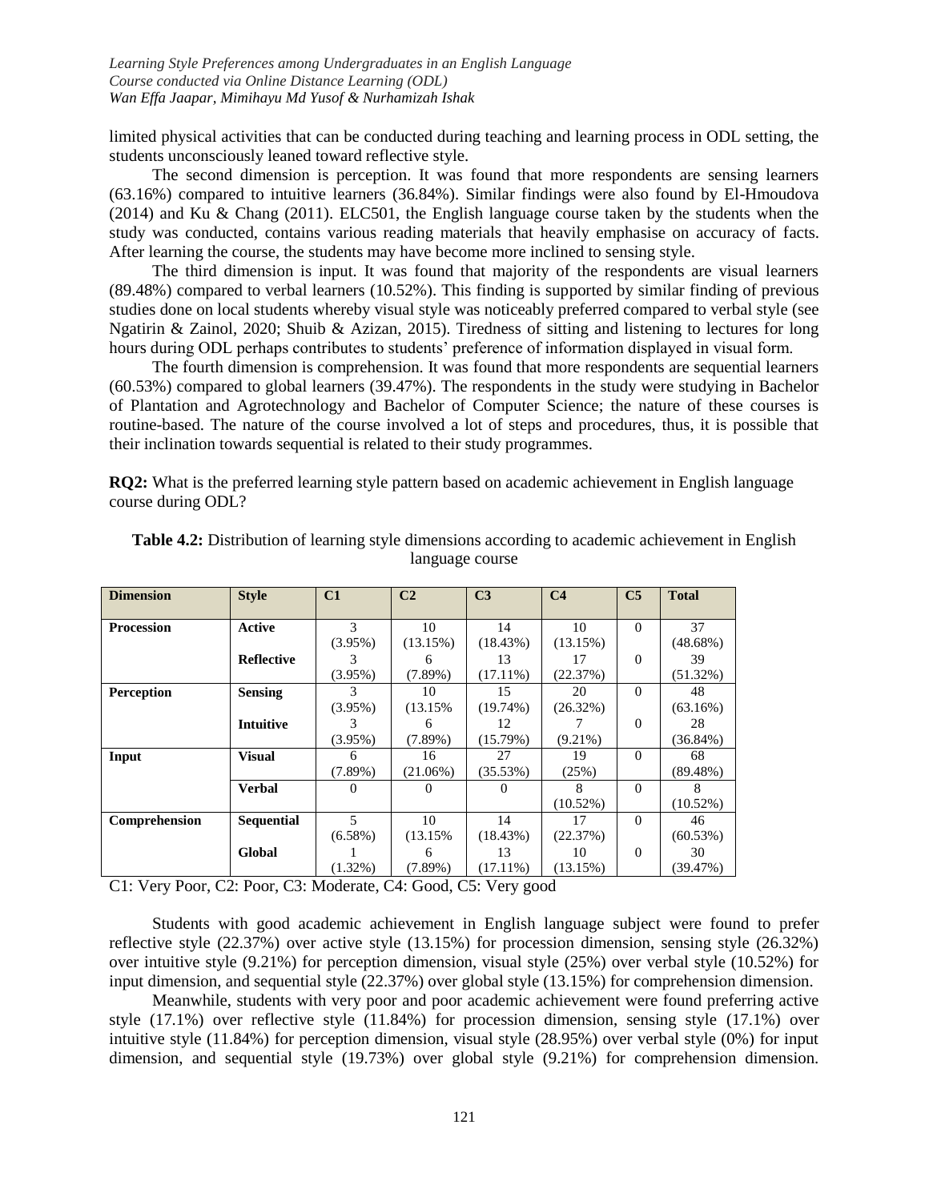limited physical activities that can be conducted during teaching and learning process in ODL setting, the students unconsciously leaned toward reflective style.

The second dimension is perception. It was found that more respondents are sensing learners (63.16%) compared to intuitive learners (36.84%). Similar findings were also found by El-Hmoudova (2014) and Ku & Chang (2011). ELC501, the English language course taken by the students when the study was conducted, contains various reading materials that heavily emphasise on accuracy of facts. After learning the course, the students may have become more inclined to sensing style.

The third dimension is input. It was found that majority of the respondents are visual learners (89.48%) compared to verbal learners (10.52%). This finding is supported by similar finding of previous studies done on local students whereby visual style was noticeably preferred compared to verbal style (see Ngatirin & Zainol, 2020; Shuib & Azizan, 2015). Tiredness of sitting and listening to lectures for long hours during ODL perhaps contributes to students' preference of information displayed in visual form.

The fourth dimension is comprehension. It was found that more respondents are sequential learners (60.53%) compared to global learners (39.47%). The respondents in the study were studying in Bachelor of Plantation and Agrotechnology and Bachelor of Computer Science; the nature of these courses is routine-based. The nature of the course involved a lot of steps and procedures, thus, it is possible that their inclination towards sequential is related to their study programmes.

**RQ2:** What is the preferred learning style pattern based on academic achievement in English language course during ODL?

**Table 4.2:** Distribution of learning style dimensions according to academic achievement in English language course

| Dimension | Style | C1 | C2 | C3 | C4 | C5 | Total |
|---|---|---|---|---|---|---|---|
| **Procession** | **Active** | 3 (3.95%) | 10 (13.15%) | 14 (18.43%) | 10 (13.15%) | 0 | 37 (48.68%) |
| | **Reflective** | 3 (3.95%) | 6 (7.89%) | 13 (17.11%) | 17 (22.37%) | 0 | 39 (51.32%) |
| **Perception** | **Sensing** | 3 (3.95%) | 10 (13.15% | 15 (19.74%) | 20 (26.32%) | 0 | 48 (63.16%) |
| | **Intuitive** | 3 (3.95%) | 6 (7.89%) | 12 (15.79%) | 7 (9.21%) | 0 | 28 (36.84%) |
| **Input** | **Visual** | 6 (7.89%) | 16 (21.06%) | 27 (35.53%) | 19 (25%) | 0 | 68 (89.48%) |
| | **Verbal** | 0 | 0 | 0 | 8 (10.52%) | 0 | 8 (10.52%) |
| **Comprehension** | **Sequential** | 5 (6.58%) | 10 (13.15% | 14 (18.43%) | 17 (22.37%) | 0 | 46 (60.53%) |
| | **Global** | 1 (1.32%) | 6 (7.89%) | 13 (17.11%) | 10 (13.15%) | 0 | 30 (39.47%) |

C1: Very Poor, C2: Poor, C3: Moderate, C4: Good, C5: Very good

Students with good academic achievement in English language subject were found to prefer reflective style (22.37%) over active style (13.15%) for procession dimension, sensing style (26.32%) over intuitive style (9.21%) for perception dimension, visual style (25%) over verbal style (10.52%) for input dimension, and sequential style (22.37%) over global style (13.15%) for comprehension dimension.

Meanwhile, students with very poor and poor academic achievement were found preferring active style (17.1%) over reflective style (11.84%) for procession dimension, sensing style (17.1%) over intuitive style (11.84%) for perception dimension, visual style (28.95%) over verbal style (0%) for input dimension, and sequential style (19.73%) over global style (9.21%) for comprehension dimension.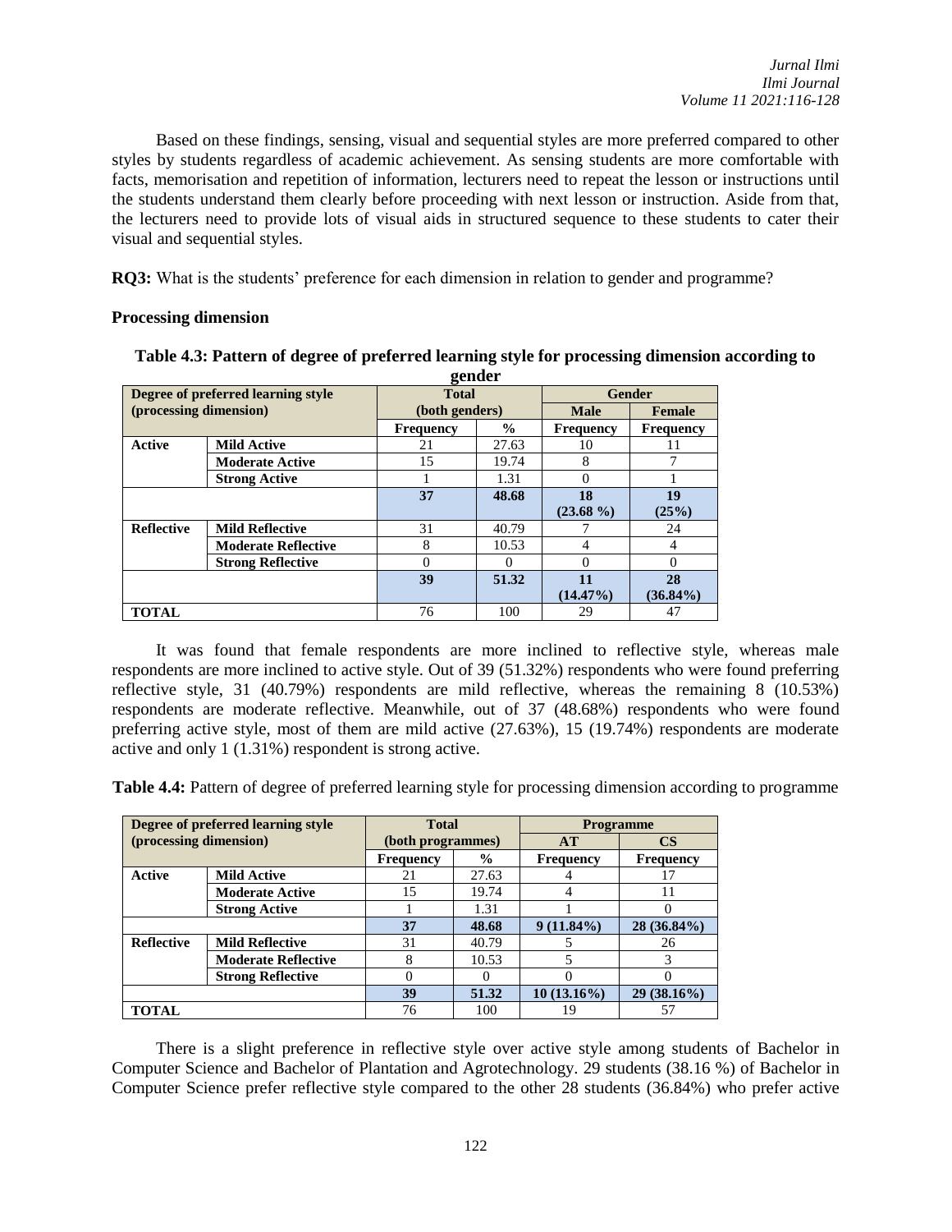Based on these findings, sensing, visual and sequential styles are more preferred compared to other styles by students regardless of academic achievement. As sensing students are more comfortable with facts, memorisation and repetition of information, lecturers need to repeat the lesson or instructions until the students understand them clearly before proceeding with next lesson or instruction. Aside from that, the lecturers need to provide lots of visual aids in structured sequence to these students to cater their visual and sequential styles.

**RQ3:** What is the students' preference for each dimension in relation to gender and programme?

**Processing dimension**

**Table 4.3: Pattern of degree of preferred learning style for processing dimension according to gender**

| Degree of preferred learning style (processing dimension) | | Total (both genders) | | Gender | |
|---|---|---|---|---|---|
| | | | | Male | Female |
| | | Frequency | % | Frequency | Frequency |
| Active | Mild Active | 21 | 27.63 | 10 | 11 |
| | Moderate Active | 15 | 19.74 | 8 | 7 |
| | Strong Active | 1 | 1.31 | 0 | 1 |
| | | **37** | **48.68** | **18 (23.68 %)** | **19 (25%)** |
| Reflective | Mild Reflective | 31 | 40.79 | 7 | 24 |
| | Moderate Reflective | 8 | 10.53 | 4 | 4 |
| | Strong Reflective | 0 | 0 | 0 | 0 |
| | | **39** | **51.32** | **11 (14.47%)** | **28 (36.84%)** |
| **TOTAL** | | 76 | 100 | 29 | 47 |

It was found that female respondents are more inclined to reflective style, whereas male respondents are more inclined to active style. Out of 39 (51.32%) respondents who were found preferring reflective style, 31 (40.79%) respondents are mild reflective, whereas the remaining 8 (10.53%) respondents are moderate reflective. Meanwhile, out of 37 (48.68%) respondents who were found preferring active style, most of them are mild active (27.63%), 15 (19.74%) respondents are moderate active and only 1 (1.31%) respondent is strong active.

**Table 4.4:** Pattern of degree of preferred learning style for processing dimension according to programme

| Degree of preferred learning style (processing dimension) | | Total (both programmes) | | Programme | |
|---|---|---|---|---|---|
| | | | | AT | CS |
| | | Frequency | % | Frequency | Frequency |
| Active | Mild Active | 21 | 27.63 | 4 | 17 |
| | Moderate Active | 15 | 19.74 | 4 | 11 |
| | Strong Active | 1 | 1.31 | 1 | 0 |
| | | **37** | **48.68** | **9 (11.84%)** | **28 (36.84%)** |
| Reflective | Mild Reflective | 31 | 40.79 | 5 | 26 |
| | Moderate Reflective | 8 | 10.53 | 5 | 3 |
| | Strong Reflective | 0 | 0 | 0 | 0 |
| | | **39** | **51.32** | **10 (13.16%)** | **29 (38.16%)** |
| **TOTAL** | | 76 | 100 | 19 | 57 |

There is a slight preference in reflective style over active style among students of Bachelor in Computer Science and Bachelor of Plantation and Agrotechnology. 29 students (38.16 %) of Bachelor in Computer Science prefer reflective style compared to the other 28 students (36.84%) who prefer active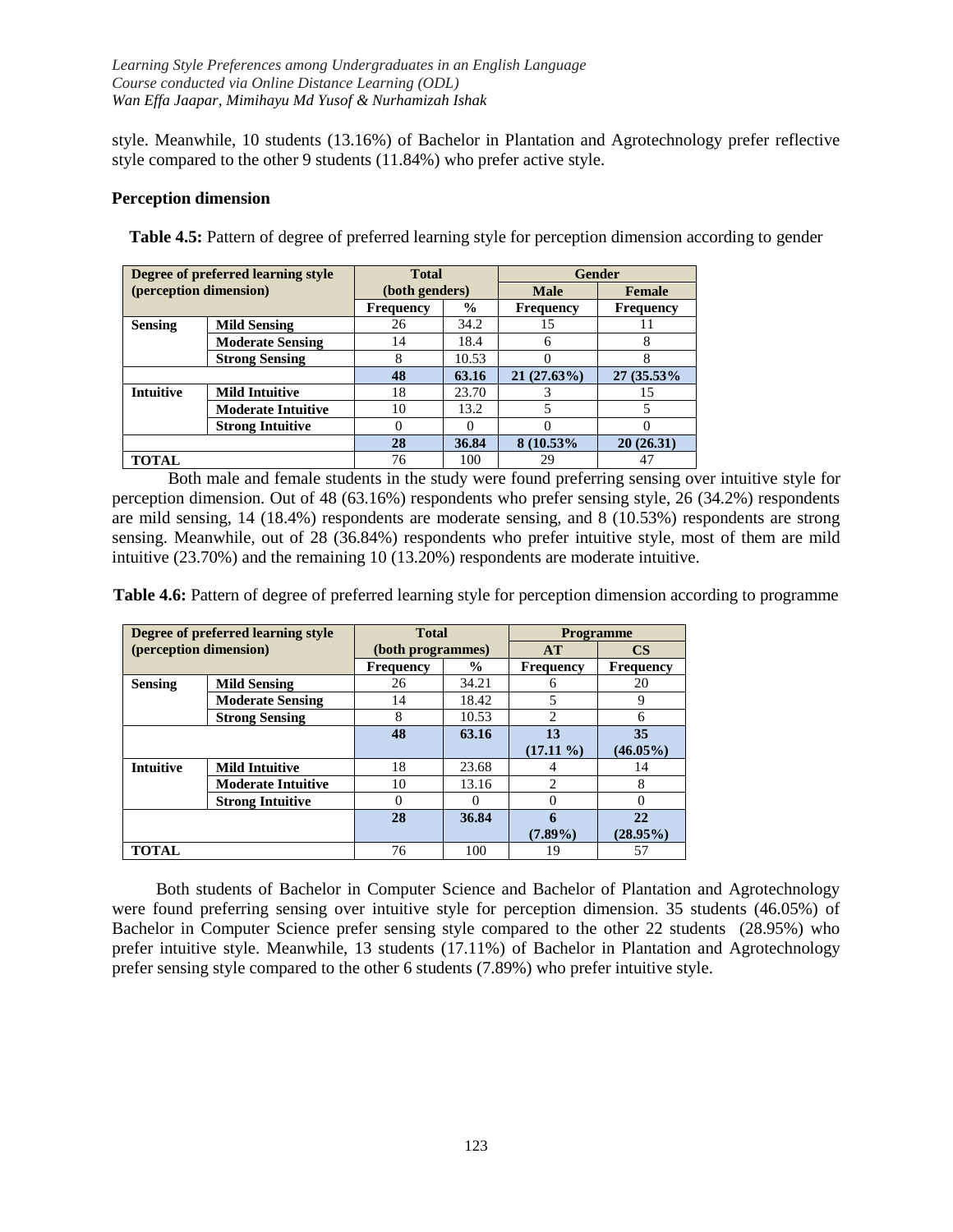style. Meanwhile, 10 students (13.16%) of Bachelor in Plantation and Agrotechnology prefer reflective style compared to the other 9 students (11.84%) who prefer active style.

**Perception dimension**

**Table 4.5:** Pattern of degree of preferred learning style for perception dimension according to gender

| Degree of preferred learning style (perception dimension) | | Total (both genders) | | Gender | |
|---|---|---|---|---|---|
| | | | | Male | Female |
| | | Frequency | % | Frequency | Frequency |
| Sensing | Mild Sensing | 26 | 34.2 | 15 | 11 |
| | Moderate Sensing | 14 | 18.4 | 6 | 8 |
| | Strong Sensing | 8 | 10.53 | 0 | 8 |
| | | **48** | **63.16** | **21 (27.63%)** | **27 (35.53%** |
| Intuitive | Mild Intuitive | 18 | 23.70 | 3 | 15 |
| | Moderate Intuitive | 10 | 13.2 | 5 | 5 |
| | Strong Intuitive | 0 | 0 | 0 | 0 |
| | | **28** | **36.84** | **8 (10.53%** | **20 (26.31)** |
| **TOTAL** | | 76 | 100 | 29 | 47 |

Both male and female students in the study were found preferring sensing over intuitive style for perception dimension. Out of 48 (63.16%) respondents who prefer sensing style, 26 (34.2%) respondents are mild sensing, 14 (18.4%) respondents are moderate sensing, and 8 (10.53%) respondents are strong sensing. Meanwhile, out of 28 (36.84%) respondents who prefer intuitive style, most of them are mild intuitive (23.70%) and the remaining 10 (13.20%) respondents are moderate intuitive.

**Table 4.6:** Pattern of degree of preferred learning style for perception dimension according to programme

| Degree of preferred learning style (perception dimension) | | Total (both programmes) | | Programme | |
|---|---|---|---|---|---|
| | | | | AT | CS |
| | | Frequency | % | Frequency | Frequency |
| Sensing | Mild Sensing | 26 | 34.21 | 6 | 20 |
| | Moderate Sensing | 14 | 18.42 | 5 | 9 |
| | Strong Sensing | 8 | 10.53 | 2 | 6 |
| | | **48** | **63.16** | **13 (17.11 %)** | **35 (46.05%)** |
| Intuitive | Mild Intuitive | 18 | 23.68 | 4 | 14 |
| | Moderate Intuitive | 10 | 13.16 | 2 | 8 |
| | Strong Intuitive | 0 | 0 | 0 | 0 |
| | | **28** | **36.84** | **6 (7.89%)** | **22 (28.95%)** |
| **TOTAL** | | 76 | 100 | 19 | 57 |

Both students of Bachelor in Computer Science and Bachelor of Plantation and Agrotechnology were found preferring sensing over intuitive style for perception dimension. 35 students (46.05%) of Bachelor in Computer Science prefer sensing style compared to the other 22 students (28.95%) who prefer intuitive style. Meanwhile, 13 students (17.11%) of Bachelor in Plantation and Agrotechnology prefer sensing style compared to the other 6 students (7.89%) who prefer intuitive style.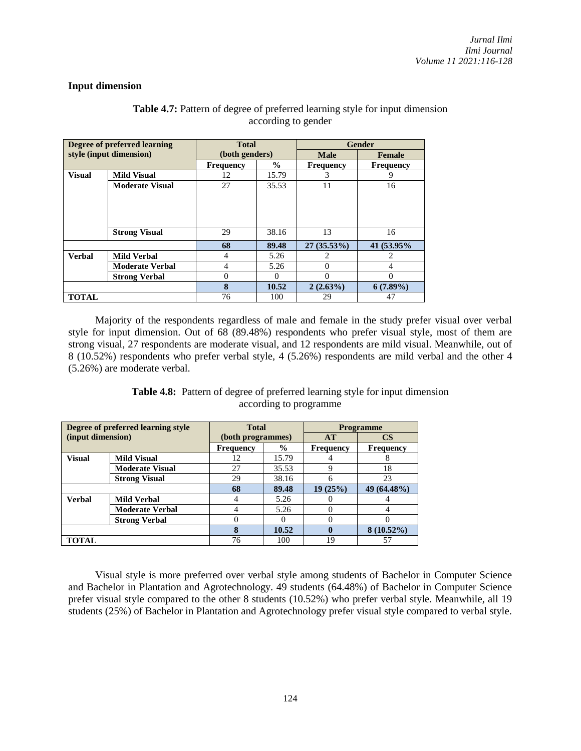### Input dimension

**Table 4.7:** Pattern of degree of preferred learning style for input dimension according to gender

| Degree of preferred learning style (input dimension) | | Total (both genders) | | Gender | |
|---|---|---|---|---|---|
| | | | | **Male** | **Female** |
| | | **Frequency** | **%** | **Frequency** | **Frequency** |
| **Visual** | **Mild Visual** | 12 | 15.79 | 3 | 9 |
| | **Moderate Visual** | 27 | 35.53 | 11 | 16 |
| | **Strong Visual** | 29 | 38.16 | 13 | 16 |
| | | **68** | **89.48** | **27 (35.53%)** | **41 (53.95%** |
| **Verbal** | **Mild Verbal** | 4 | 5.26 | 2 | 2 |
| | **Moderate Verbal** | 4 | 5.26 | 0 | 4 |
| | **Strong Verbal** | 0 | 0 | 0 | 0 |
| | | **8** | **10.52** | **2 (2.63%)** | **6 (7.89%)** |
| **TOTAL** | | 76 | 100 | 29 | 47 |

Majority of the respondents regardless of male and female in the study prefer visual over verbal style for input dimension. Out of 68 (89.48%) respondents who prefer visual style, most of them are strong visual, 27 respondents are moderate visual, and 12 respondents are mild visual. Meanwhile, out of 8 (10.52%) respondents who prefer verbal style, 4 (5.26%) respondents are mild verbal and the other 4 (5.26%) are moderate verbal.

**Table 4.8:** Pattern of degree of preferred learning style for input dimension according to programme

| Degree of preferred learning style (input dimension) | | Total (both programmes) | | Programme | |
|---|---|---|---|---|---|
| | | | | **AT** | **CS** |
| | | **Frequency** | **%** | **Frequency** | **Frequency** |
| **Visual** | **Mild Visual** | 12 | 15.79 | 4 | 8 |
| | **Moderate Visual** | 27 | 35.53 | 9 | 18 |
| | **Strong Visual** | 29 | 38.16 | 6 | 23 |
| | | **68** | **89.48** | **19 (25%)** | **49 (64.48%)** |
| **Verbal** | **Mild Verbal** | 4 | 5.26 | 0 | 4 |
| | **Moderate Verbal** | 4 | 5.26 | 0 | 4 |
| | **Strong Verbal** | 0 | 0 | 0 | 0 |
| | | **8** | **10.52** | **0** | **8 (10.52%)** |
| **TOTAL** | | 76 | 100 | 19 | 57 |

Visual style is more preferred over verbal style among students of Bachelor in Computer Science and Bachelor in Plantation and Agrotechnology. 49 students (64.48%) of Bachelor in Computer Science prefer visual style compared to the other 8 students (10.52%) who prefer verbal style. Meanwhile, all 19 students (25%) of Bachelor in Plantation and Agrotechnology prefer visual style compared to verbal style.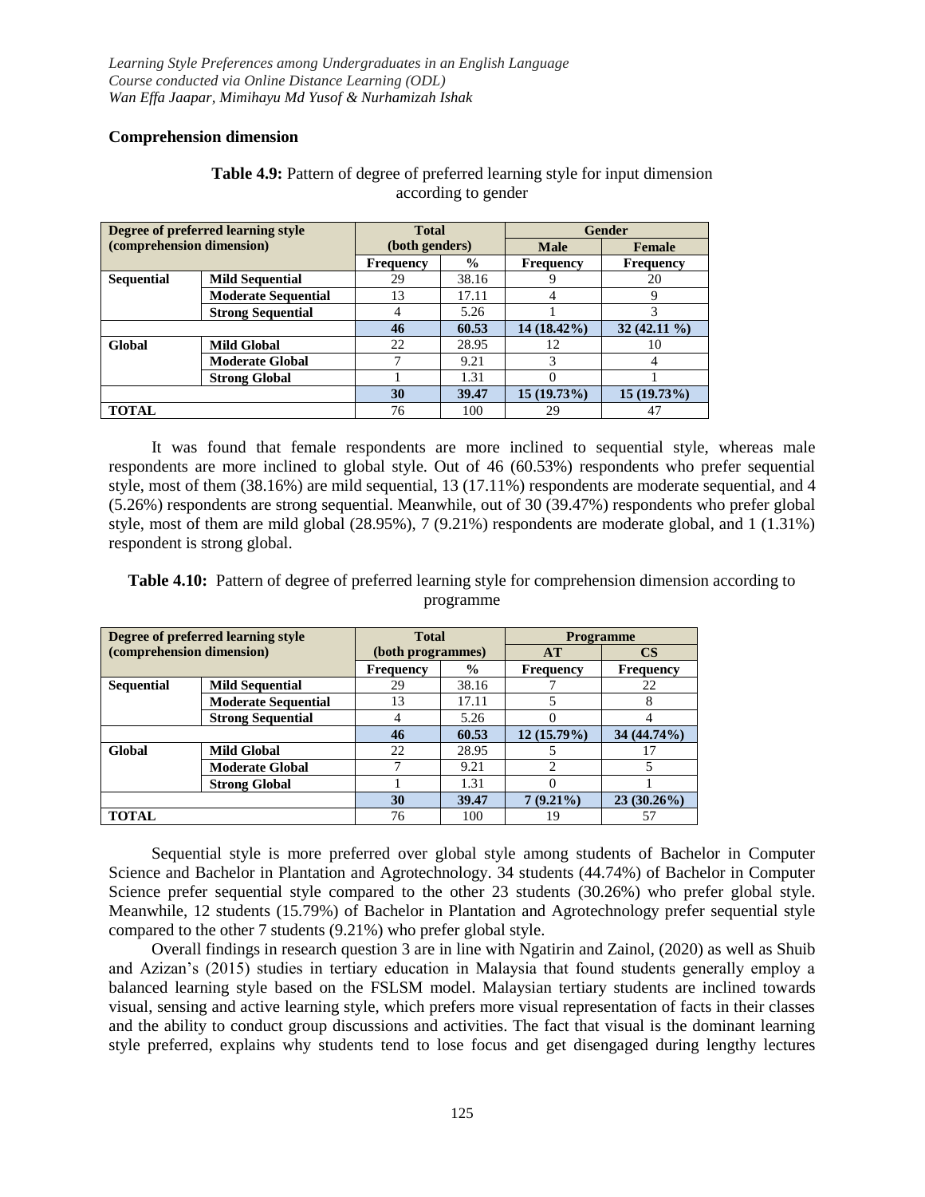### Comprehension dimension

**Table 4.9:** Pattern of degree of preferred learning style for input dimension according to gender

| Degree of preferred learning style (comprehension dimension) | | Total (both genders) | | Gender | |
|---|---|---|---|---|---|
| | | | | **Male** | **Female** |
| | | **Frequency** | **%** | **Frequency** | **Frequency** |
| **Sequential** | **Mild Sequential** | 29 | 38.16 | 9 | 20 |
| | **Moderate Sequential** | 13 | 17.11 | 4 | 9 |
| | **Strong Sequential** | 4 | 5.26 | 1 | 3 |
| | | **46** | **60.53** | **14 (18.42%)** | **32 (42.11 %)** |
| **Global** | **Mild Global** | 22 | 28.95 | 12 | 10 |
| | **Moderate Global** | 7 | 9.21 | 3 | 4 |
| | **Strong Global** | 1 | 1.31 | 0 | 1 |
| | | **30** | **39.47** | **15 (19.73%)** | **15 (19.73%)** |
| **TOTAL** | | 76 | 100 | 29 | 47 |

It was found that female respondents are more inclined to sequential style, whereas male respondents are more inclined to global style. Out of 46 (60.53%) respondents who prefer sequential style, most of them (38.16%) are mild sequential, 13 (17.11%) respondents are moderate sequential, and 4 (5.26%) respondents are strong sequential. Meanwhile, out of 30 (39.47%) respondents who prefer global style, most of them are mild global (28.95%), 7 (9.21%) respondents are moderate global, and 1 (1.31%) respondent is strong global.

**Table 4.10:** Pattern of degree of preferred learning style for comprehension dimension according to programme

| Degree of preferred learning style (comprehension dimension) | | Total (both programmes) | | Programme | |
|---|---|---|---|---|---|
| | | | | **AT** | **CS** |
| | | **Frequency** | **%** | **Frequency** | **Frequency** |
| **Sequential** | **Mild Sequential** | 29 | 38.16 | 7 | 22 |
| | **Moderate Sequential** | 13 | 17.11 | 5 | 8 |
| | **Strong Sequential** | 4 | 5.26 | 0 | 4 |
| | | **46** | **60.53** | **12 (15.79%)** | **34 (44.74%)** |
| **Global** | **Mild Global** | 22 | 28.95 | 5 | 17 |
| | **Moderate Global** | 7 | 9.21 | 2 | 5 |
| | **Strong Global** | 1 | 1.31 | 0 | 1 |
| | | **30** | **39.47** | **7 (9.21%)** | **23 (30.26%)** |
| **TOTAL** | | 76 | 100 | 19 | 57 |

Sequential style is more preferred over global style among students of Bachelor in Computer Science and Bachelor in Plantation and Agrotechnology. 34 students (44.74%) of Bachelor in Computer Science prefer sequential style compared to the other 23 students (30.26%) who prefer global style. Meanwhile, 12 students (15.79%) of Bachelor in Plantation and Agrotechnology prefer sequential style compared to the other 7 students (9.21%) who prefer global style.

Overall findings in research question 3 are in line with Ngatirin and Zainol, (2020) as well as Shuib and Azizan's (2015) studies in tertiary education in Malaysia that found students generally employ a balanced learning style based on the FSLSM model. Malaysian tertiary students are inclined towards visual, sensing and active learning style, which prefers more visual representation of facts in their classes and the ability to conduct group discussions and activities. The fact that visual is the dominant learning style preferred, explains why students tend to lose focus and get disengaged during lengthy lectures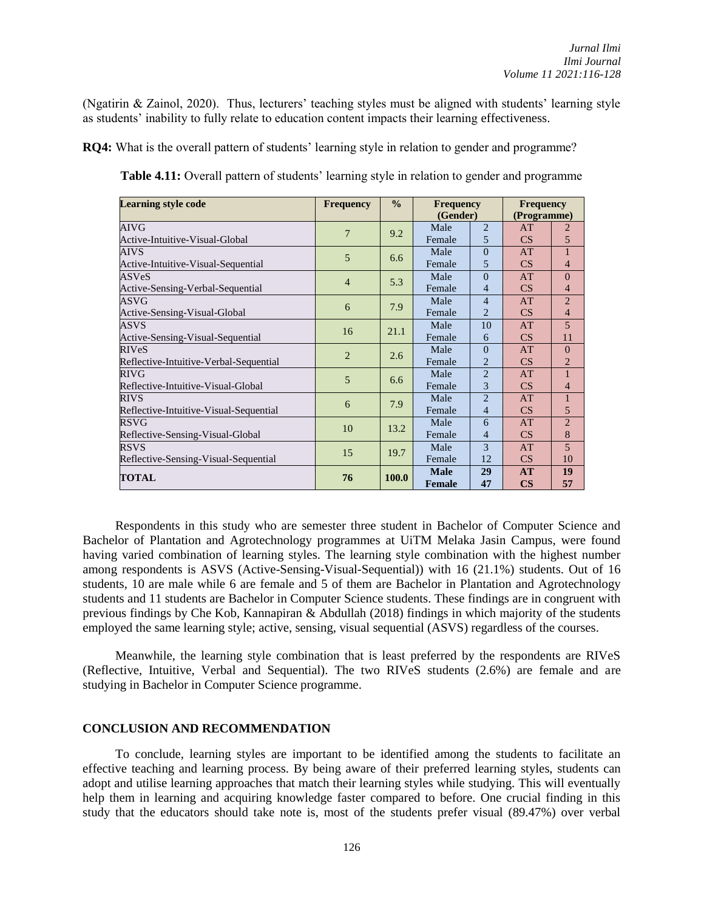(Ngatirin & Zainol, 2020). Thus, lecturers' teaching styles must be aligned with students' learning style as students' inability to fully relate to education content impacts their learning effectiveness.

**RQ4:** What is the overall pattern of students' learning style in relation to gender and programme?

**Table 4.11:** Overall pattern of students' learning style in relation to gender and programme

| Learning style code | Frequency | % | Frequency (Gender) | | Frequency (Programme) | |
|---|---|---|---|---|---|---|
| AIVG<br>Active-Intuitive-Visual-Global | 7 | 9.2 | Male<br>Female | 2<br>5 | AT<br>CS | 2<br>5 |
| AIVS<br>Active-Intuitive-Visual-Sequential | 5 | 6.6 | Male<br>Female | 0<br>5 | AT<br>CS | 1<br>4 |
| ASVeS<br>Active-Sensing-Verbal-Sequential | 4 | 5.3 | Male<br>Female | 0<br>4 | AT<br>CS | 0<br>4 |
| ASVG<br>Active-Sensing-Visual-Global | 6 | 7.9 | Male<br>Female | 4<br>2 | AT<br>CS | 2<br>4 |
| ASVS<br>Active-Sensing-Visual-Sequential | 16 | 21.1 | Male<br>Female | 10<br>6 | AT<br>CS | 5<br>11 |
| RIVeS<br>Reflective-Intuitive-Verbal-Sequential | 2 | 2.6 | Male<br>Female | 0<br>2 | AT<br>CS | 0<br>2 |
| RIVG<br>Reflective-Intuitive-Visual-Global | 5 | 6.6 | Male<br>Female | 2<br>3 | AT<br>CS | 1<br>4 |
| RIVS<br>Reflective-Intuitive-Visual-Sequential | 6 | 7.9 | Male<br>Female | 2<br>4 | AT<br>CS | 1<br>5 |
| RSVG<br>Reflective-Sensing-Visual-Global | 10 | 13.2 | Male<br>Female | 6<br>4 | AT<br>CS | 2<br>8 |
| RSVS<br>Reflective-Sensing-Visual-Sequential | 15 | 19.7 | Male<br>Female | 3<br>12 | AT<br>CS | 5<br>10 |
| **TOTAL** | **76** | **100.0** | **Male**<br>**Female** | **29**<br>**47** | **AT**<br>**CS** | **19**<br>**57** |

Respondents in this study who are semester three student in Bachelor of Computer Science and Bachelor of Plantation and Agrotechnology programmes at UiTM Melaka Jasin Campus, were found having varied combination of learning styles. The learning style combination with the highest number among respondents is ASVS (Active-Sensing-Visual-Sequential)) with 16 (21.1%) students. Out of 16 students, 10 are male while 6 are female and 5 of them are Bachelor in Plantation and Agrotechnology students and 11 students are Bachelor in Computer Science students. These findings are in congruent with previous findings by Che Kob, Kannapiran & Abdullah (2018) findings in which majority of the students employed the same learning style; active, sensing, visual sequential (ASVS) regardless of the courses.

Meanwhile, the learning style combination that is least preferred by the respondents are RIVeS (Reflective, Intuitive, Verbal and Sequential). The two RIVeS students (2.6%) are female and are studying in Bachelor in Computer Science programme.

## CONCLUSION AND RECOMMENDATION

To conclude, learning styles are important to be identified among the students to facilitate an effective teaching and learning process. By being aware of their preferred learning styles, students can adopt and utilise learning approaches that match their learning styles while studying. This will eventually help them in learning and acquiring knowledge faster compared to before. One crucial finding in this study that the educators should take note is, most of the students prefer visual (89.47%) over verbal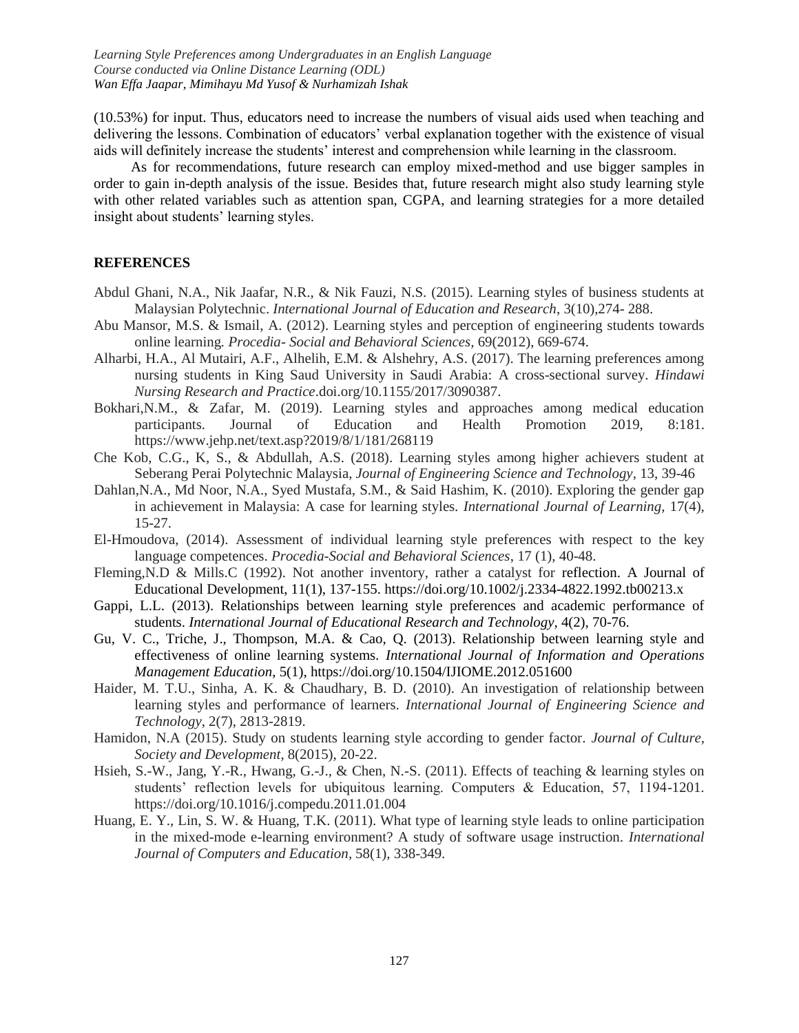(10.53%) for input. Thus, educators need to increase the numbers of visual aids used when teaching and delivering the lessons. Combination of educators' verbal explanation together with the existence of visual aids will definitely increase the students' interest and comprehension while learning in the classroom.

As for recommendations, future research can employ mixed-method and use bigger samples in order to gain in-depth analysis of the issue. Besides that, future research might also study learning style with other related variables such as attention span, CGPA, and learning strategies for a more detailed insight about students' learning styles.

## REFERENCES

Abdul Ghani, N.A., Nik Jaafar, N.R., & Nik Fauzi, N.S. (2015). Learning styles of business students at Malaysian Polytechnic. *International Journal of Education and Research*, 3(10),274- 288.

Abu Mansor, M.S. & Ismail, A. (2012). Learning styles and perception of engineering students towards online learning. *Procedia- Social and Behavioral Sciences*, 69(2012), 669-674.

Alharbi, H.A., Al Mutairi, A.F., Alhelih, E.M. & Alshehry, A.S. (2017). The learning preferences among nursing students in King Saud University in Saudi Arabia: A cross-sectional survey. *Hindawi Nursing Research and Practice*.doi.org/10.1155/2017/3090387.

Bokhari,N.M., & Zafar, M. (2019). Learning styles and approaches among medical education participants. Journal of Education and Health Promotion 2019, 8:181. https://www.jehp.net/text.asp?2019/8/1/181/268119

Che Kob, C.G., K, S., & Abdullah, A.S. (2018). Learning styles among higher achievers student at Seberang Perai Polytechnic Malaysia, *Journal of Engineering Science and Technology*, 13, 39-46

Dahlan,N.A., Md Noor, N.A., Syed Mustafa, S.M., & Said Hashim, K. (2010). Exploring the gender gap in achievement in Malaysia: A case for learning styles. *International Journal of Learning*, 17(4), 15-27.

El-Hmoudova, (2014). Assessment of individual learning style preferences with respect to the key language competences. *Procedia-Social and Behavioral Sciences*, 17 (1), 40-48.

Fleming,N.D & Mills.C (1992). Not another inventory, rather a catalyst for reflection. A Journal of Educational Development, 11(1), 137-155. https://doi.org/10.1002/j.2334-4822.1992.tb00213.x

Gappi, L.L. (2013). Relationships between learning style preferences and academic performance of students. *International Journal of Educational Research and Technology*, 4(2), 70-76.

Gu, V. C., Triche, J., Thompson, M.A. & Cao, Q. (2013). Relationship between learning style and effectiveness of online learning systems. *International Journal of Information and Operations Management Education*, 5(1), https://doi.org/10.1504/IJIOME.2012.051600

Haider, M. T.U., Sinha, A. K. & Chaudhary, B. D. (2010). An investigation of relationship between learning styles and performance of learners. *International Journal of Engineering Science and Technology*, 2(7), 2813-2819.

Hamidon, N.A (2015). Study on students learning style according to gender factor. *Journal of Culture, Society and Development*, 8(2015), 20-22.

Hsieh, S.-W., Jang, Y.-R., Hwang, G.-J., & Chen, N.-S. (2011). Effects of teaching & learning styles on students' reflection levels for ubiquitous learning. Computers & Education, 57, 1194-1201. https://doi.org/10.1016/j.compedu.2011.01.004

Huang, E. Y., Lin, S. W. & Huang, T.K. (2011). What type of learning style leads to online participation in the mixed-mode e-learning environment? A study of software usage instruction. *International Journal of Computers and Education*, 58(1), 338-349.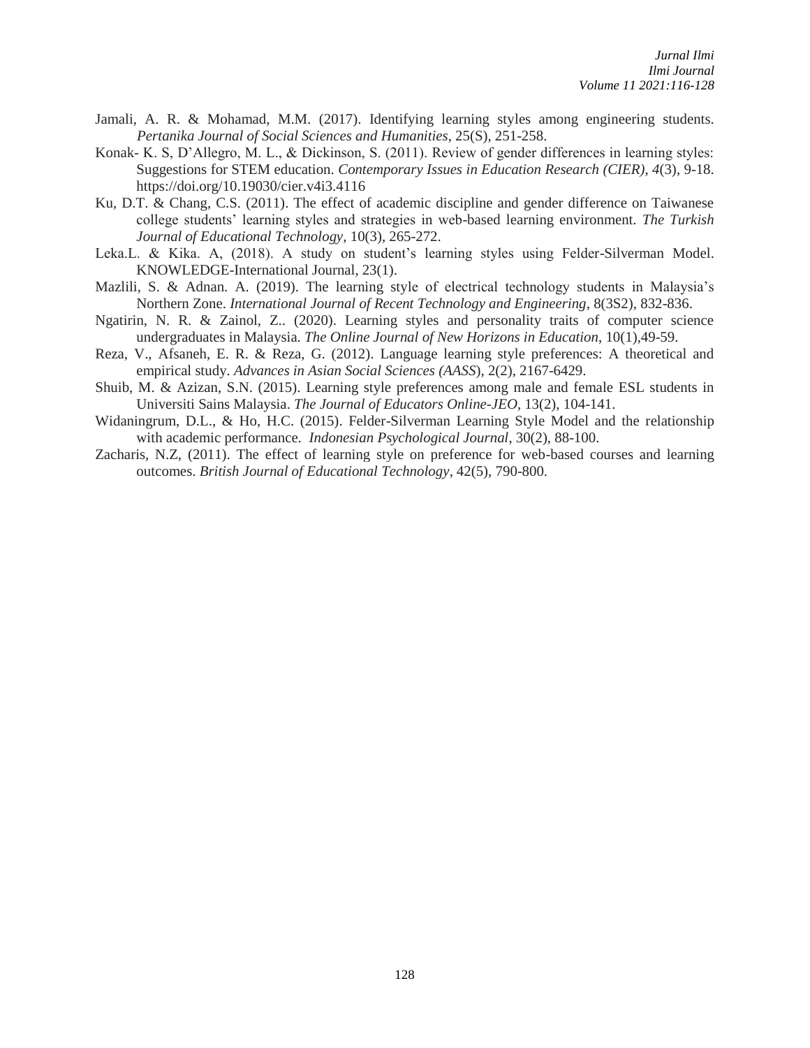Jamali, A. R. & Mohamad, M.M. (2017). Identifying learning styles among engineering students. *Pertanika Journal of Social Sciences and Humanities*, 25(S), 251-258.

Konak- K. S, D'Allegro, M. L., & Dickinson, S. (2011). Review of gender differences in learning styles: Suggestions for STEM education. *Contemporary Issues in Education Research (CIER)*, *4*(3), 9-18. https://doi.org/10.19030/cier.v4i3.4116

Ku, D.T. & Chang, C.S. (2011). The effect of academic discipline and gender difference on Taiwanese college students' learning styles and strategies in web-based learning environment. *The Turkish Journal of Educational Technology*, 10(3), 265-272.

Leka.L. & Kika. A, (2018). A study on student's learning styles using Felder-Silverman Model. KNOWLEDGE-International Journal, 23(1).

Mazlili, S. & Adnan. A. (2019). The learning style of electrical technology students in Malaysia's Northern Zone. *International Journal of Recent Technology and Engineering*, 8(3S2), 832-836.

Ngatirin, N. R. & Zainol, Z.. (2020). Learning styles and personality traits of computer science undergraduates in Malaysia. *The Online Journal of New Horizons in Education*, 10(1),49-59.

Reza, V., Afsaneh, E. R. & Reza, G. (2012). Language learning style preferences: A theoretical and empirical study. *Advances in Asian Social Sciences (AASS*), 2(2), 2167-6429.

Shuib, M. & Azizan, S.N. (2015). Learning style preferences among male and female ESL students in Universiti Sains Malaysia. *The Journal of Educators Online-JEO*, 13(2), 104-141.

Widaningrum, D.L., & Ho, H.C. (2015). Felder-Silverman Learning Style Model and the relationship with academic performance. *Indonesian Psychological Journal*, 30(2), 88-100.

Zacharis, N.Z, (2011). The effect of learning style on preference for web-based courses and learning outcomes. *British Journal of Educational Technology*, 42(5), 790-800.